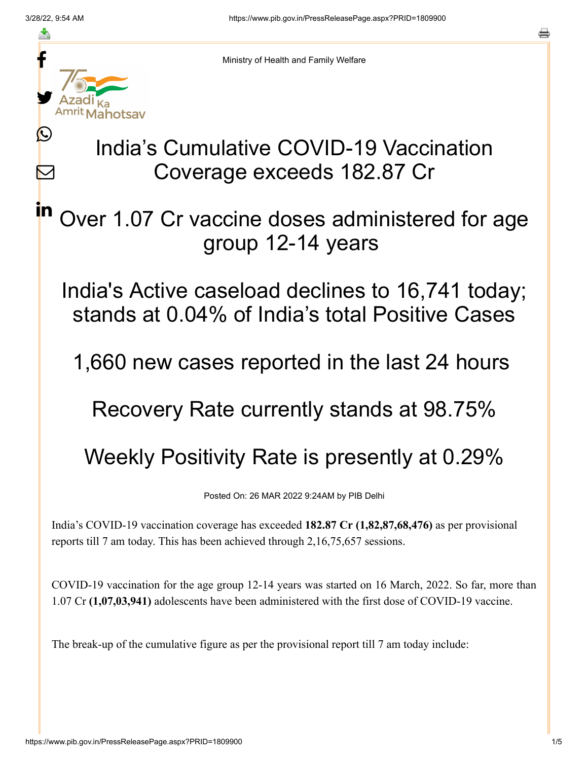Ministry of Health and Family Welfare

# India's Cumulative COVID-19 Vaccination Coverage exceeds 182.87 Cr

## Over 1.07 Cr vaccine doses administered for age group 12-14 years

## India's Active caseload declines to 16,741 today; stands at 0.04% of India's total Positive Cases

## 1,660 new cases reported in the last 24 hours

## Recovery Rate currently stands at 98.75%

## Weekly Positivity Rate is presently at 0.29%

Posted On: 26 MAR 2022 9:24AM by PIB Delhi

India's COVID-19 vaccination coverage has exceeded **182.87 Cr (1,82,87,68,476)** as per provisional reports till 7 am today. This has been achieved through 2,16,75,657 sessions.

COVID-19 vaccination for the age group 12-14 years was started on 16 March, 2022. So far, more than 1.07 Cr **(1,07,03,941)** adolescents have been administered with the first dose of COVID-19 vaccine.

The break-up of the cumulative figure as per the provisional report till 7 am today include: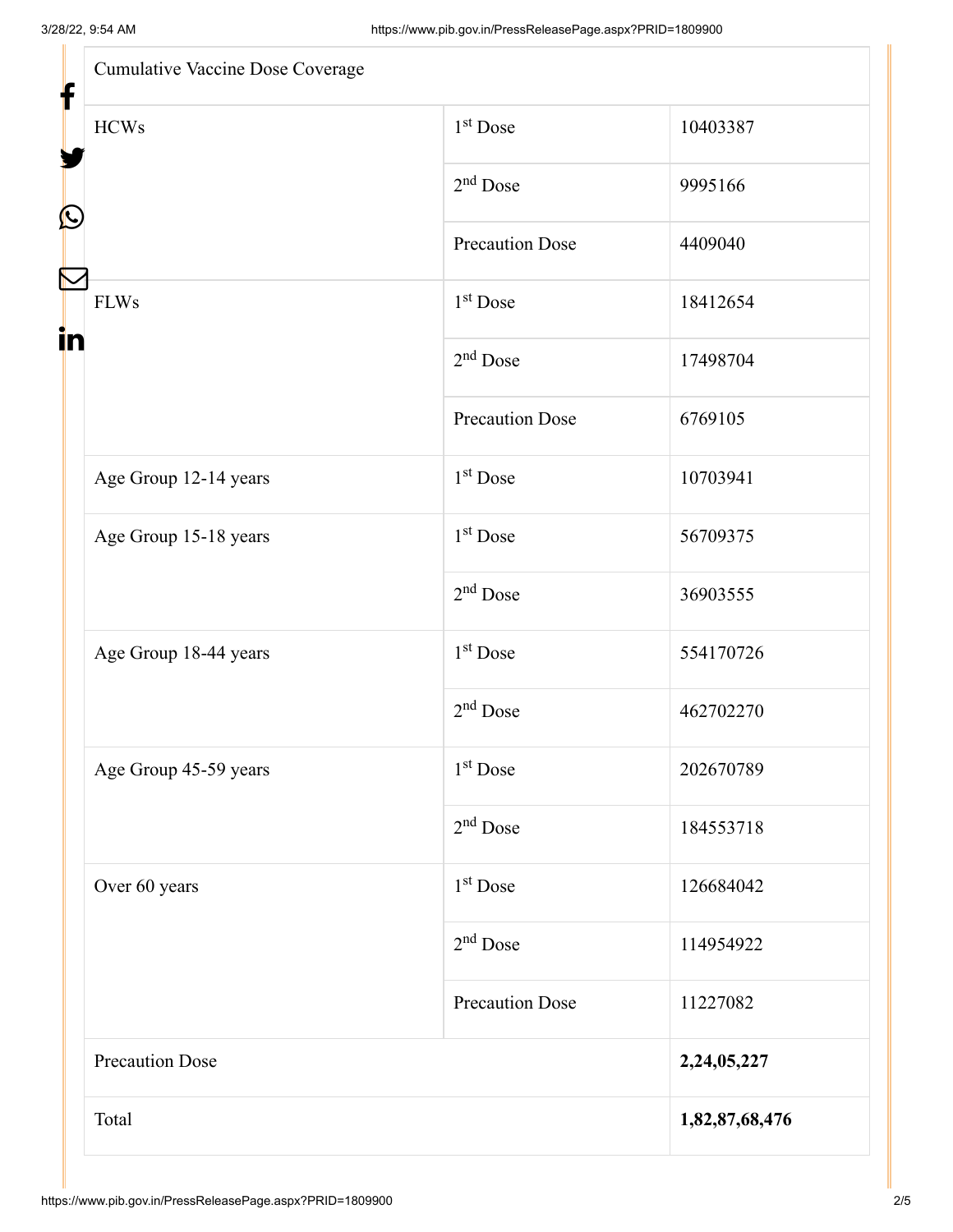| Cumulative Vaccine Dose Coverage | | |
|---|---|---|
| HCWs | 1st Dose | 10403387 |
| | 2nd Dose | 9995166 |
| | Precaution Dose | 4409040 |
| FLWs | 1st Dose | 18412654 |
| | 2nd Dose | 17498704 |
| | Precaution Dose | 6769105 |
| Age Group 12-14 years | 1st Dose | 10703941 |
| Age Group 15-18 years | 1st Dose | 56709375 |
| | 2nd Dose | 36903555 |
| Age Group 18-44 years | 1st Dose | 554170726 |
| | 2nd Dose | 462702270 |
| Age Group 45-59 years | 1st Dose | 202670789 |
| | 2nd Dose | 184553718 |
| Over 60 years | 1st Dose | 126684042 |
| | 2nd Dose | 114954922 |
| | Precaution Dose | 11227082 |
| Precaution Dose | | **2,24,05,227** |
| Total | | **1,82,87,68,476** |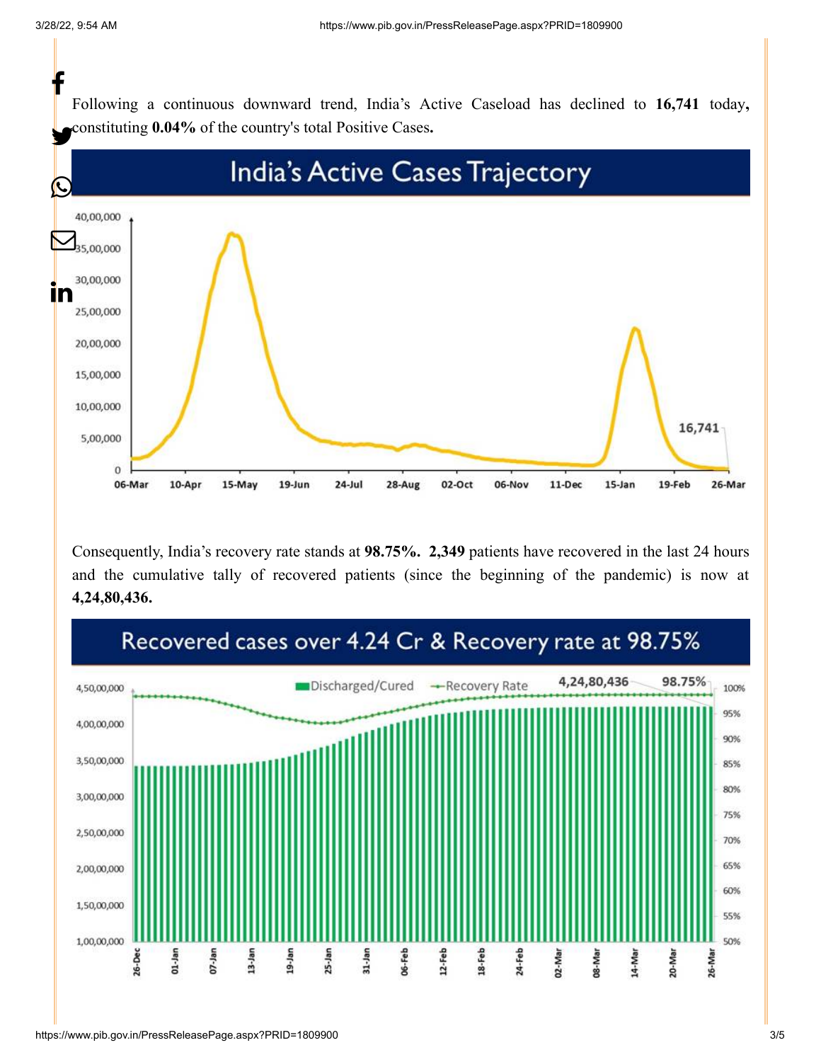Following a continuous downward trend, India's Active Caseload has declined to **16,741** today**,** constituting **0.04%** of the country's total Positive Cases**.**

Consequently, India's recovery rate stands at **98.75%. 2,349** patients have recovered in the last 24 hours and the cumulative tally of recovered patients (since the beginning of the pandemic) is now at **4,24,80,436.**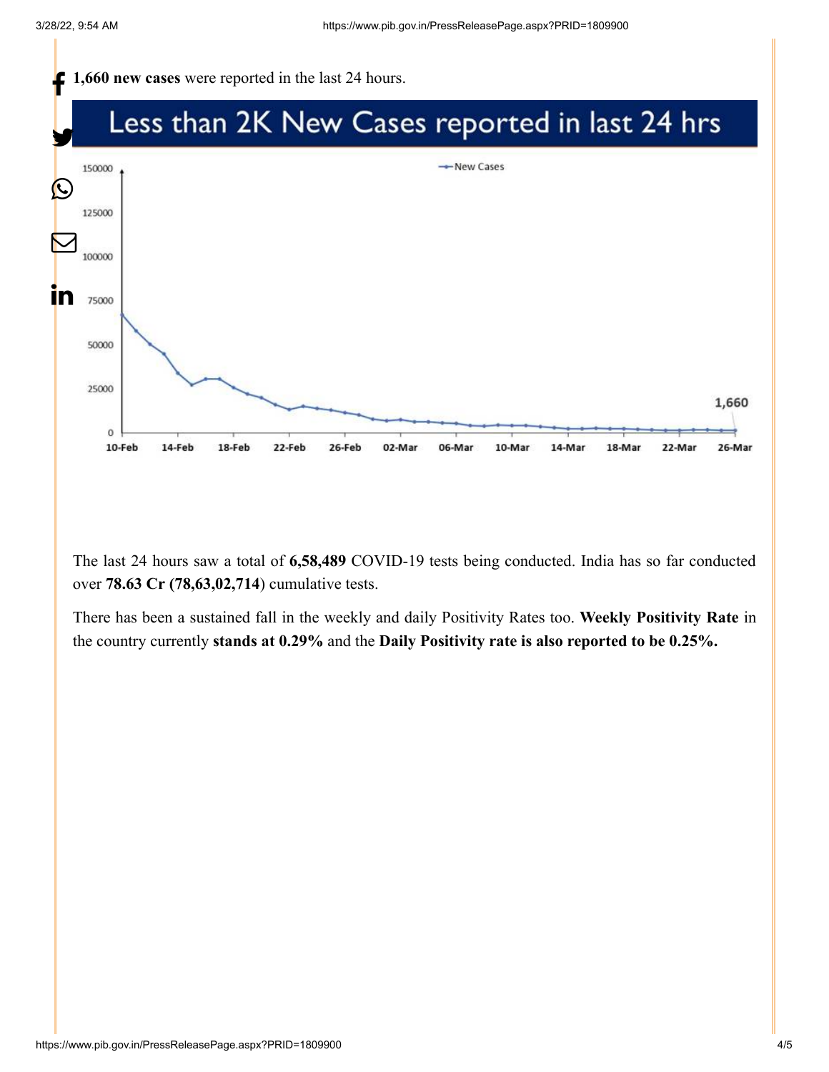**1,660 new cases** were reported in the last 24 hours.

The last 24 hours saw a total of **6,58,489** COVID-19 tests being conducted. India has so far conducted over **78.63 Cr (78,63,02,714**) cumulative tests.

There has been a sustained fall in the weekly and daily Positivity Rates too. **Weekly Positivity Rate** in the country currently **stands at 0.29%** and the **Daily Positivity rate is also reported to be 0.25%.**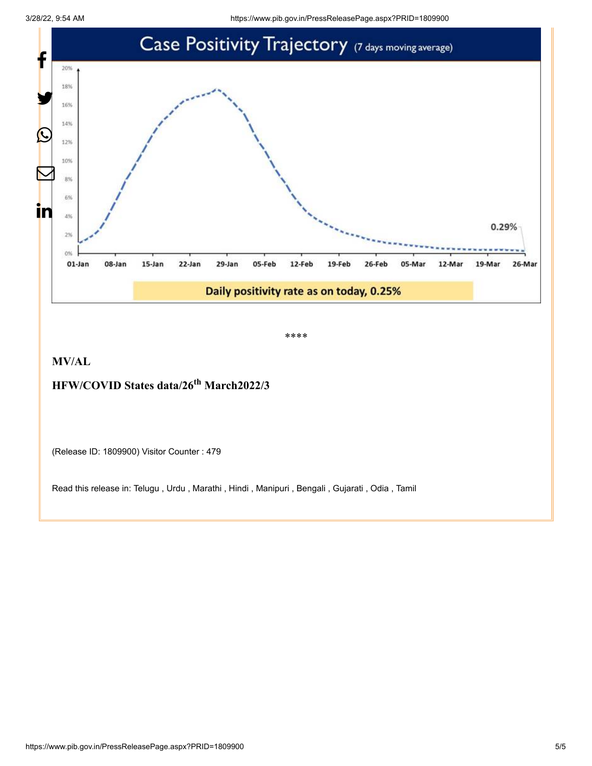Case Positivity Trajectory (7 days moving average)

20%
18%
16%
14%
12%
10%
8%
6%
4%
2%
0%

01-Jan 08-Jan 15-Jan 22-Jan 29-Jan 05-Feb 12-Feb 19-Feb 26-Feb 05-Mar 12-Mar 19-Mar 26-Mar

0.29%

Daily positivity rate as on today, 0.25%

****

**MV/AL**

**HFW/COVID States data/26th March2022/3**

(Release ID: 1809900) Visitor Counter : 479

Read this release in: Telugu , Urdu , Marathi , Hindi , Manipuri , Bengali , Gujarati , Odia , Tamil